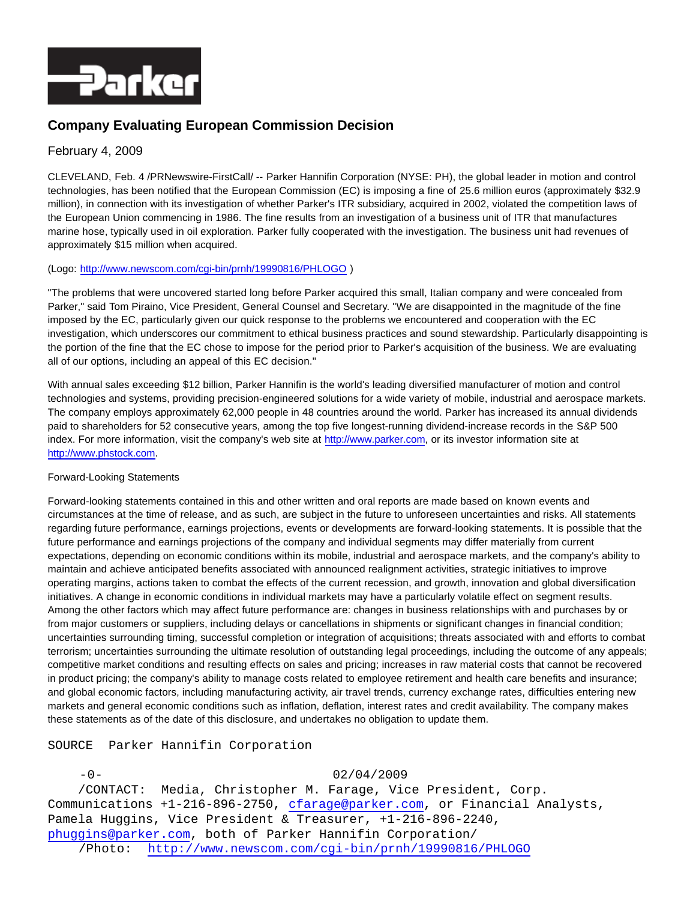## Company Evaluating European Commission Decision

February 4, 2009

CLEVELAND, Feb. 4 /PRNewswire-FirstCall/ -- Parker Hannifin Corporation (NYSE: PH), the global leader in motion and control technologies, has been notified that the European Commission (EC) is imposing a fine of 25.6 million euros (approximately $32.9 million), in connection with its investigation of whether Parker's ITR subsidiary, acquired in 2002, violated the competition laws of the European Union commencing in 1986. The fine results from an investigation of a business unit of ITR that manufactures marine hose, typically used in oil exploration. Parker fully cooperated with the investigation. The business unit had revenues of approximately $15 million when acquired.

(Logo: http://www.newscom.com/cgi-bin/prnh/19990816/PHLOGO )

"The problems that were uncovered started long before Parker acquired this small, Italian company and were concealed from Parker," said Tom Piraino, Vice President, General Counsel and Secretary. "We are disappointed in the magnitude of the fine imposed by the EC, particularly given our quick response to the problems we encountered and cooperation with the EC investigation, which underscores our commitment to ethical business practices and sound stewardship. Particularly disappointing is the portion of the fine that the EC chose to impose for the period prior to Parker's acquisition of the business. We are evaluating all of our options, including an appeal of this EC decision."

With annual sales exceeding $12 billion, Parker Hannifin is the world's leading diversified manufacturer of motion and control technologies and systems, providing precision-engineered solutions for a wide variety of mobile, industrial and aerospace markets. The company employs approximately 62,000 people in 48 countries around the world. Parker has increased its annual dividends paid to shareholders for 52 consecutive years, among the top five longest-running dividend-increase records in the S&P 500 index. For more information, visit the company's web site at http://www.parker.com, or its investor information site at http://www.phstock.com.

Forward-Looking Statements

Forward-looking statements contained in this and other written and oral reports are made based on known events and circumstances at the time of release, and as such, are subject in the future to unforeseen uncertainties and risks. All statements regarding future performance, earnings projections, events or developments are forward-looking statements. It is possible that the future performance and earnings projections of the company and individual segments may differ materially from current expectations, depending on economic conditions within its mobile, industrial and aerospace markets, and the company's ability to maintain and achieve anticipated benefits associated with announced realignment activities, strategic initiatives to improve operating margins, actions taken to combat the effects of the current recession, and growth, innovation and global diversification initiatives. A change in economic conditions in individual markets may have a particularly volatile effect on segment results. Among the other factors which may affect future performance are: changes in business relationships with and purchases by or from major customers or suppliers, including delays or cancellations in shipments or significant changes in financial condition; uncertainties surrounding timing, successful completion or integration of acquisitions; threats associated with and efforts to combat terrorism; uncertainties surrounding the ultimate resolution of outstanding legal proceedings, including the outcome of any appeals; competitive market conditions and resulting effects on sales and pricing; increases in raw material costs that cannot be recovered in product pricing; the company's ability to manage costs related to employee retirement and health care benefits and insurance; and global economic factors, including manufacturing activity, air travel trends, currency exchange rates, difficulties entering new markets and general economic conditions such as inflation, deflation, interest rates and credit availability. The company makes these statements as of the date of this disclosure, and undertakes no obligation to update them.

```
SOURCE  Parker Hannifin Corporation

    -0-                           02/04/2009
    /CONTACT:  Media, Christopher M. Farage, Vice President, Corp.
Communications +1-216-896-2750, cfarage@parker.com, or Financial Analysts,
Pamela Huggins, Vice President & Treasurer, +1-216-896-2240,
phuggins@parker.com, both of Parker Hannifin Corporation/
    /Photo:  http://www.newscom.com/cgi-bin/prnh/19990816/PHLOGO
```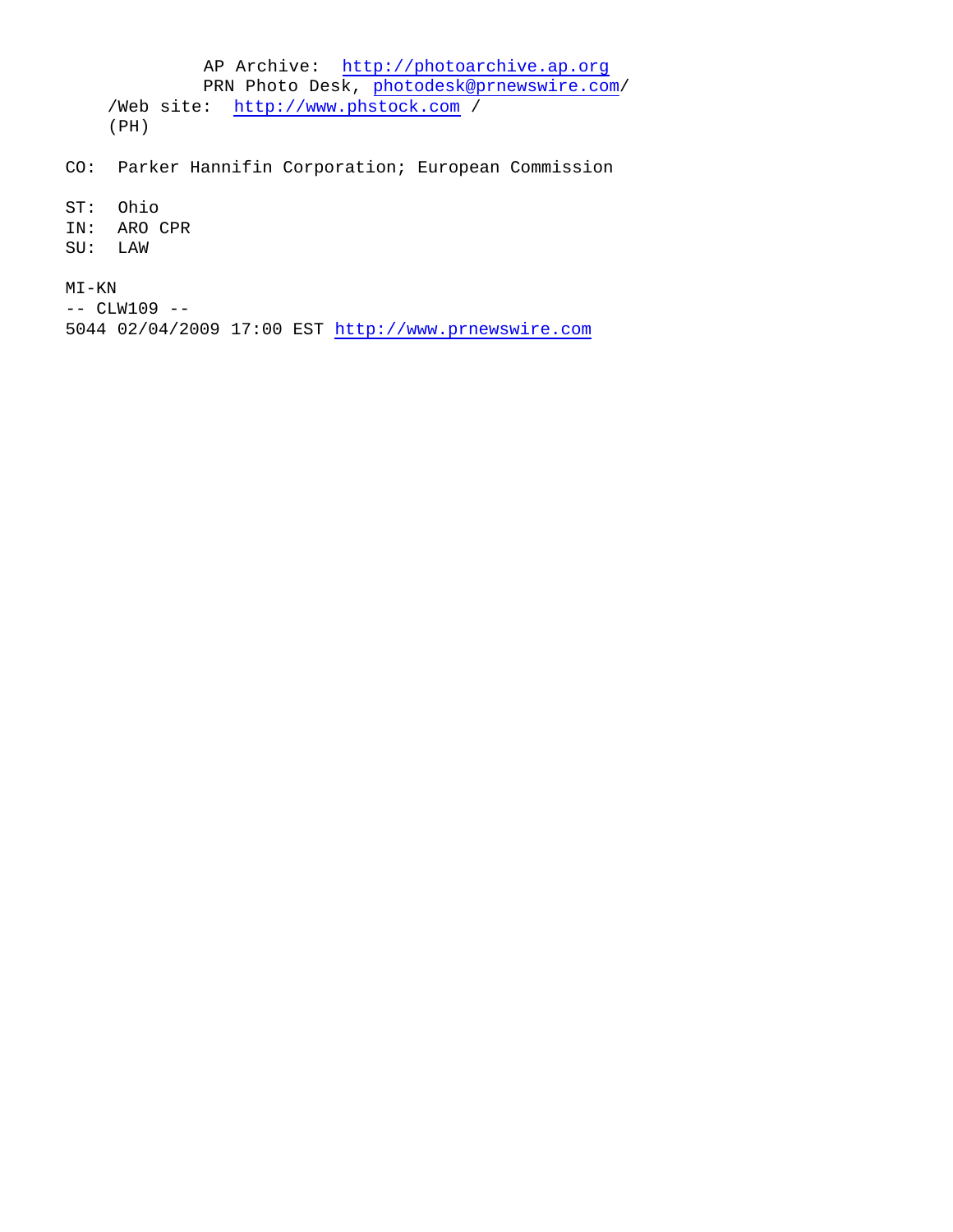AP Archive: http://photoarchive.ap.org
PRN Photo Desk, photodesk@prnewswire.com/
/Web site: http://www.phstock.com /
(PH)

CO: Parker Hannifin Corporation; European Commission

ST: Ohio
IN: ARO CPR
SU: LAW

MI-KN
-- CLW109 --
5044 02/04/2009 17:00 EST http://www.prnewswire.com